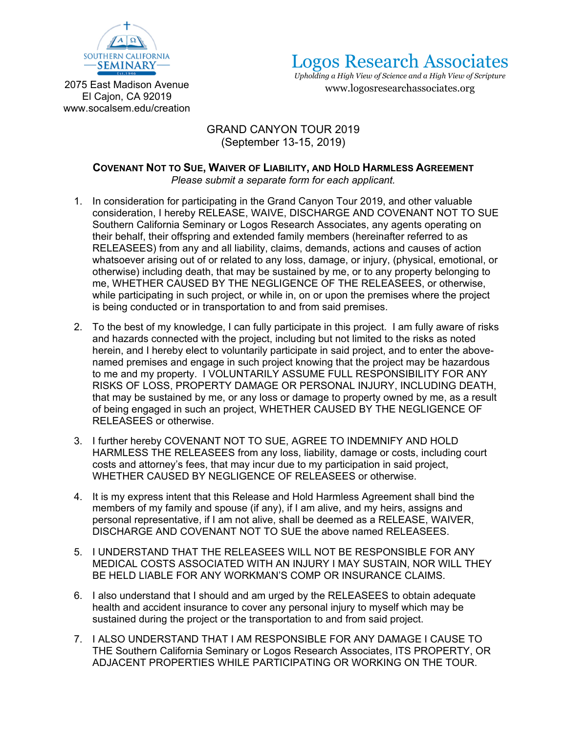SOUTHERN CALIFORNIA SEMINARY
Est. 1946

2075 East Madison Avenue
El Cajon, CA 92019
www.socalsem.edu/creation

Logos Research Associates
*Upholding a High View of Science and a High View of Scripture*
www.logosresearchassociates.org

GRAND CANYON TOUR 2019
(September 13-15, 2019)

**COVENANT NOT TO SUE, WAIVER OF LIABILITY, AND HOLD HARMLESS AGREEMENT**
*Please submit a separate form for each applicant.*

1. In consideration for participating in the Grand Canyon Tour 2019, and other valuable consideration, I hereby RELEASE, WAIVE, DISCHARGE AND COVENANT NOT TO SUE Southern California Seminary or Logos Research Associates, any agents operating on their behalf, their offspring and extended family members (hereinafter referred to as RELEASEES) from any and all liability, claims, demands, actions and causes of action whatsoever arising out of or related to any loss, damage, or injury, (physical, emotional, or otherwise) including death, that may be sustained by me, or to any property belonging to me, WHETHER CAUSED BY THE NEGLIGENCE OF THE RELEASEES, or otherwise, while participating in such project, or while in, on or upon the premises where the project is being conducted or in transportation to and from said premises.

2. To the best of my knowledge, I can fully participate in this project. I am fully aware of risks and hazards connected with the project, including but not limited to the risks as noted herein, and I hereby elect to voluntarily participate in said project, and to enter the above-named premises and engage in such project knowing that the project may be hazardous to me and my property. I VOLUNTARILY ASSUME FULL RESPONSIBILITY FOR ANY RISKS OF LOSS, PROPERTY DAMAGE OR PERSONAL INJURY, INCLUDING DEATH, that may be sustained by me, or any loss or damage to property owned by me, as a result of being engaged in such an project, WHETHER CAUSED BY THE NEGLIGENCE OF RELEASEES or otherwise.

3. I further hereby COVENANT NOT TO SUE, AGREE TO INDEMNIFY AND HOLD HARMLESS THE RELEASEES from any loss, liability, damage or costs, including court costs and attorney's fees, that may incur due to my participation in said project, WHETHER CAUSED BY NEGLIGENCE OF RELEASEES or otherwise.

4. It is my express intent that this Release and Hold Harmless Agreement shall bind the members of my family and spouse (if any), if I am alive, and my heirs, assigns and personal representative, if I am not alive, shall be deemed as a RELEASE, WAIVER, DISCHARGE AND COVENANT NOT TO SUE the above named RELEASEES.

5. I UNDERSTAND THAT THE RELEASEES WILL NOT BE RESPONSIBLE FOR ANY MEDICAL COSTS ASSOCIATED WITH AN INJURY I MAY SUSTAIN, NOR WILL THEY BE HELD LIABLE FOR ANY WORKMAN'S COMP OR INSURANCE CLAIMS.

6. I also understand that I should and am urged by the RELEASEES to obtain adequate health and accident insurance to cover any personal injury to myself which may be sustained during the project or the transportation to and from said project.

7. I ALSO UNDERSTAND THAT I AM RESPONSIBLE FOR ANY DAMAGE I CAUSE TO THE Southern California Seminary or Logos Research Associates, ITS PROPERTY, OR ADJACENT PROPERTIES WHILE PARTICIPATING OR WORKING ON THE TOUR.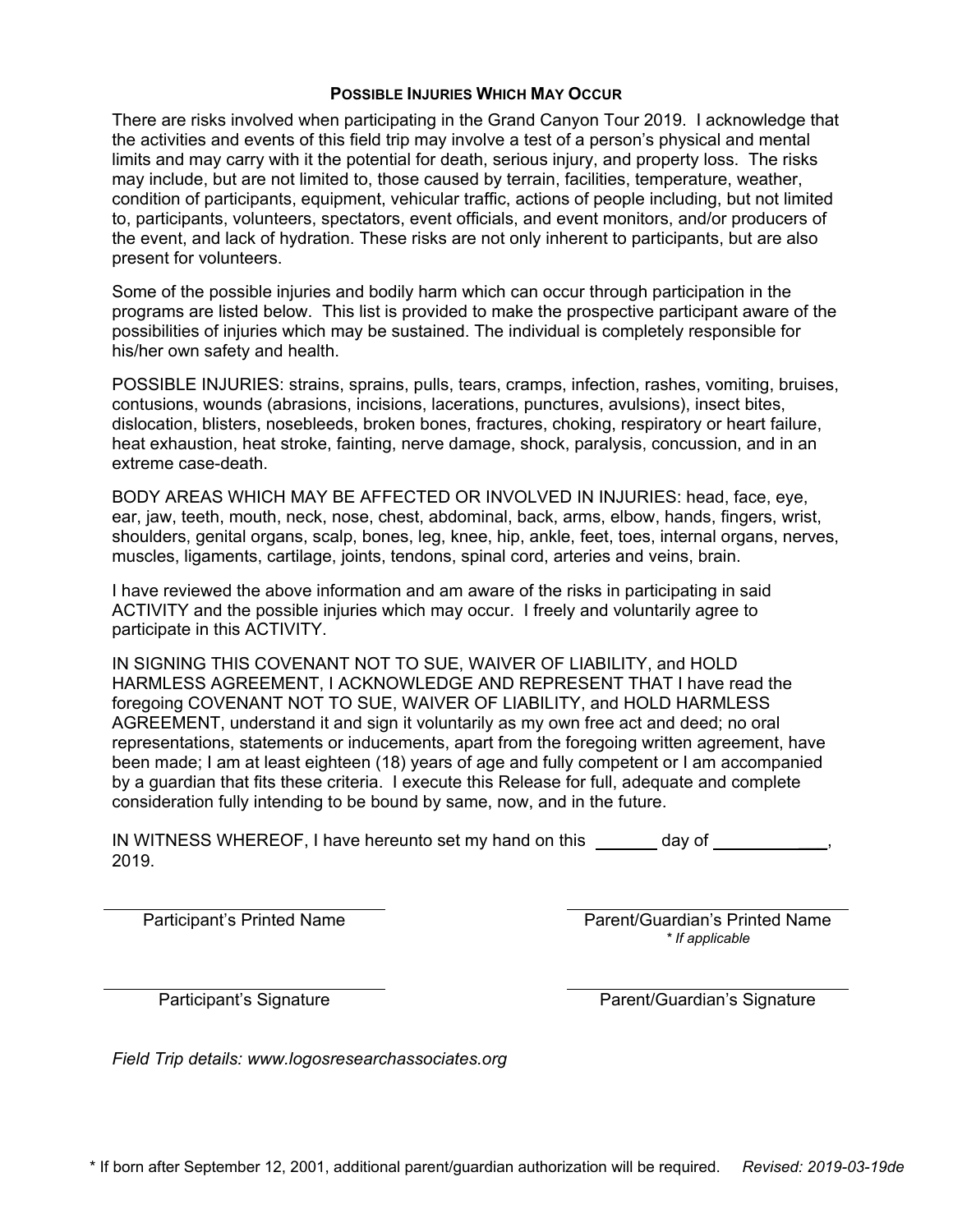## **POSSIBLE INJURIES WHICH MAY OCCUR**

There are risks involved when participating in the Grand Canyon Tour 2019. I acknowledge that the activities and events of this field trip may involve a test of a person's physical and mental limits and may carry with it the potential for death, serious injury, and property loss. The risks may include, but are not limited to, those caused by terrain, facilities, temperature, weather, condition of participants, equipment, vehicular traffic, actions of people including, but not limited to, participants, volunteers, spectators, event officials, and event monitors, and/or producers of the event, and lack of hydration. These risks are not only inherent to participants, but are also present for volunteers.

Some of the possible injuries and bodily harm which can occur through participation in the programs are listed below. This list is provided to make the prospective participant aware of the possibilities of injuries which may be sustained. The individual is completely responsible for his/her own safety and health.

POSSIBLE INJURIES: strains, sprains, pulls, tears, cramps, infection, rashes, vomiting, bruises, contusions, wounds (abrasions, incisions, lacerations, punctures, avulsions), insect bites, dislocation, blisters, nosebleeds, broken bones, fractures, choking, respiratory or heart failure, heat exhaustion, heat stroke, fainting, nerve damage, shock, paralysis, concussion, and in an extreme case-death.

BODY AREAS WHICH MAY BE AFFECTED OR INVOLVED IN INJURIES: head, face, eye, ear, jaw, teeth, mouth, neck, nose, chest, abdominal, back, arms, elbow, hands, fingers, wrist, shoulders, genital organs, scalp, bones, leg, knee, hip, ankle, feet, toes, internal organs, nerves, muscles, ligaments, cartilage, joints, tendons, spinal cord, arteries and veins, brain.

I have reviewed the above information and am aware of the risks in participating in said ACTIVITY and the possible injuries which may occur. I freely and voluntarily agree to participate in this ACTIVITY.

IN SIGNING THIS COVENANT NOT TO SUE, WAIVER OF LIABILITY, and HOLD HARMLESS AGREEMENT, I ACKNOWLEDGE AND REPRESENT THAT I have read the foregoing COVENANT NOT TO SUE, WAIVER OF LIABILITY, and HOLD HARMLESS AGREEMENT, understand it and sign it voluntarily as my own free act and deed; no oral representations, statements or inducements, apart from the foregoing written agreement, have been made; I am at least eighteen (18) years of age and fully competent or I am accompanied by a guardian that fits these criteria. I execute this Release for full, adequate and complete consideration fully intending to be bound by same, now, and in the future.

IN WITNESS WHEREOF, I have hereunto set my hand on this ______ day of ______________, 2019.

______________________________
Participant's Printed Name

______________________________
Parent/Guardian's Printed Name
*\* If applicable*

______________________________
Participant's Signature

______________________________
Parent/Guardian's Signature

*Field Trip details: www.logosresearchassociates.org*

\* If born after September 12, 2001, additional parent/guardian authorization will be required. *Revised: 2019-03-19de*